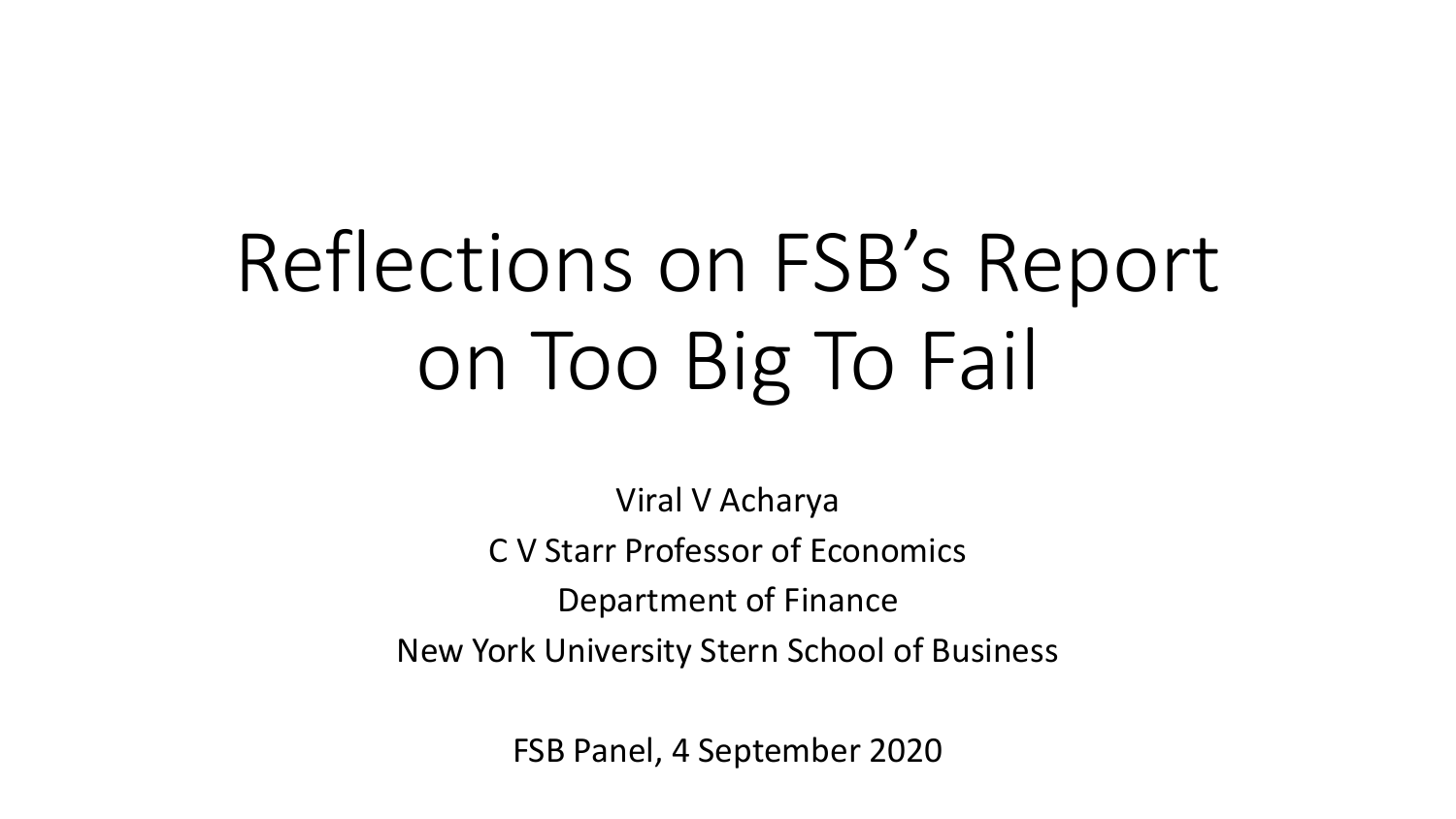# Reflections on FSB's Report on Too Big To Fail

Viral V Acharya

C V Starr Professor of Economics

Department of Finance

New York University Stern School of Business

FSB Panel, 4 September 2020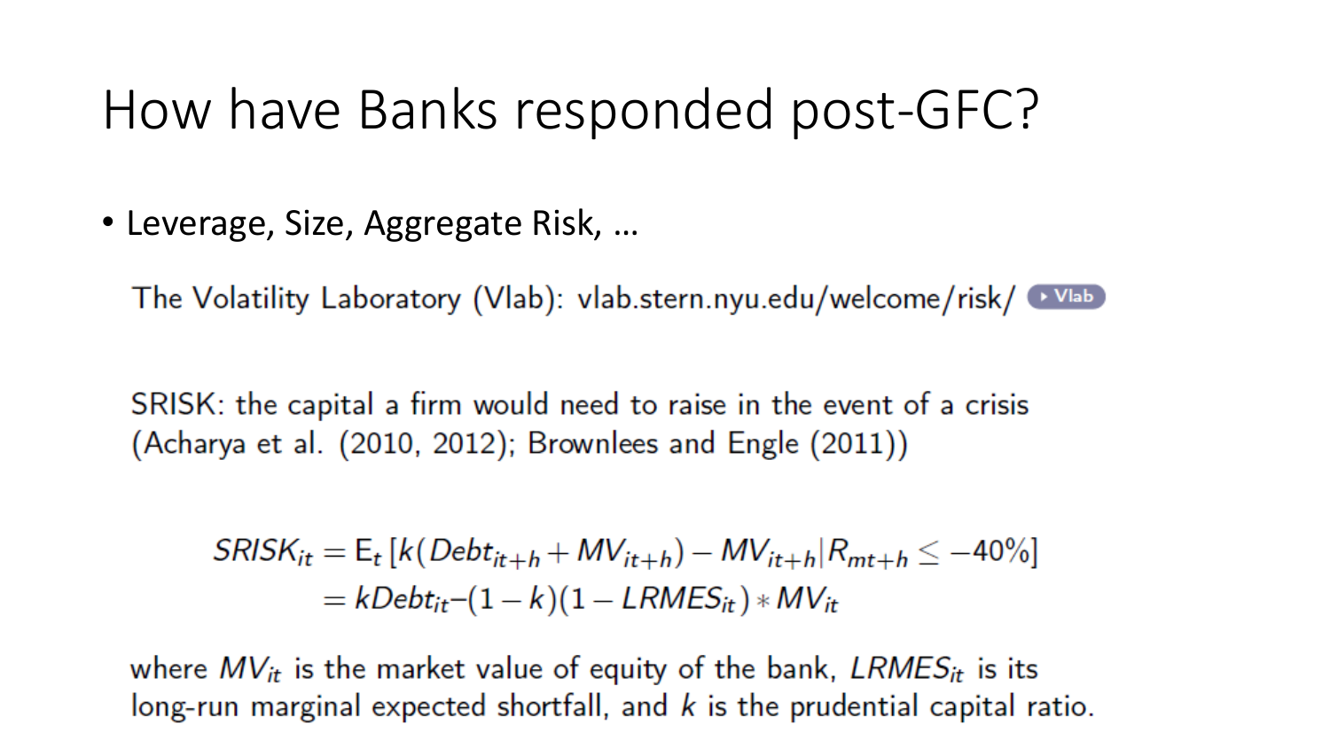# How have Banks responded post-GFC?

- Leverage, Size, Aggregate Risk, …

The Volatility Laboratory (Vlab): vlab.stern.nyu.edu/welcome/risk/ Vlab

SRISK: the capital a firm would need to raise in the event of a crisis (Acharya et al. (2010, 2012); Brownlees and Engle (2011))

$$
\begin{aligned}
SRISK_{it} &= \mathrm{E}_t \left[ k(Debt_{it+h} + MV_{it+h}) - MV_{it+h} | R_{mt+h} \leq -40\% \right] \\
&= kDebt_{it} - (1-k)(1 - LRMES_{it}) * MV_{it}
\end{aligned}
$$

where $MV_{it}$ is the market value of equity of the bank, $LRMES_{it}$ is its long-run marginal expected shortfall, and $k$ is the prudential capital ratio.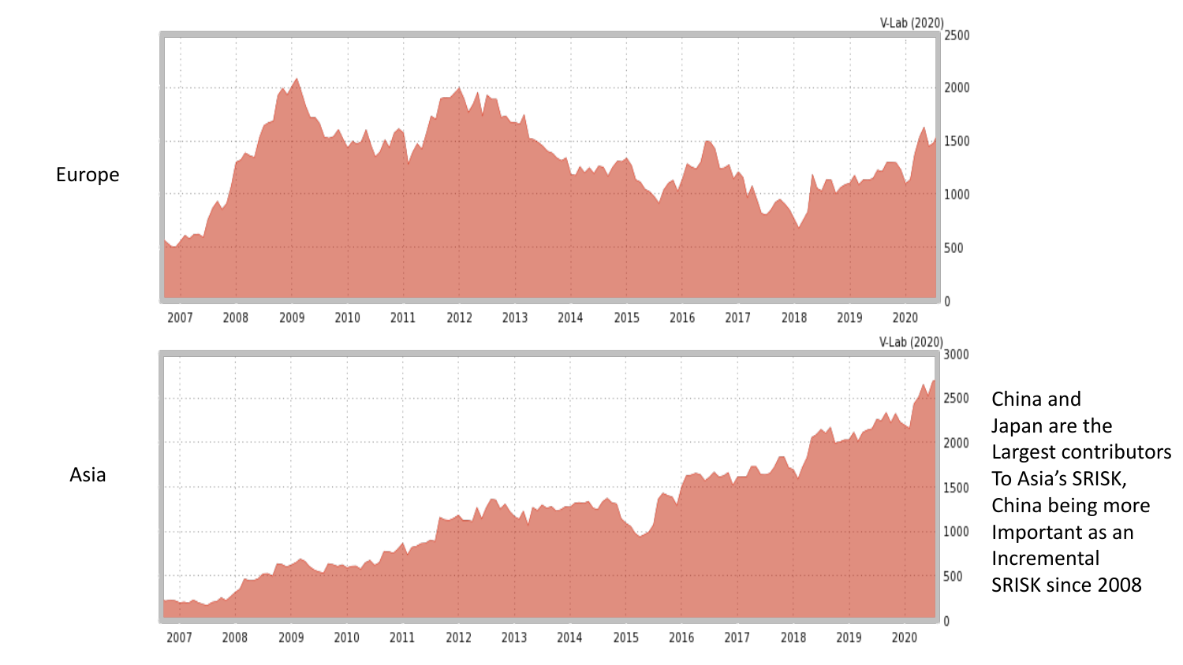Europe

Asia

China and Japan are the Largest contributors To Asia's SRISK, China being more Important as an Incremental SRISK since 2008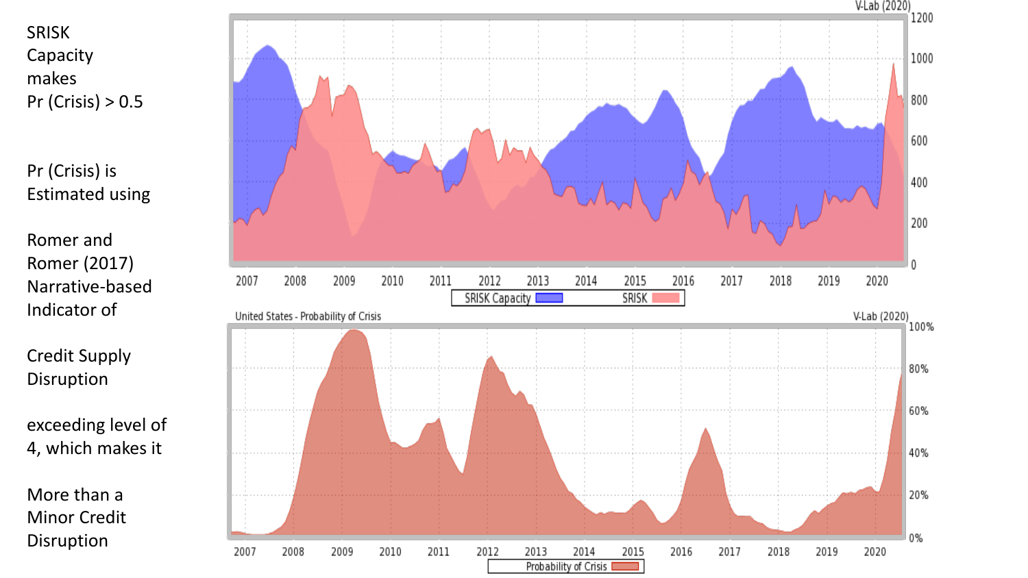SRISK Capacity makes $Pr(Crisis) > 0.5$

$Pr(Crisis)$ is Estimated using

Romer and Romer (2017) Narrative-based Indicator of

Credit Supply Disruption

exceeding level of 4, which makes it

More than a Minor Credit Disruption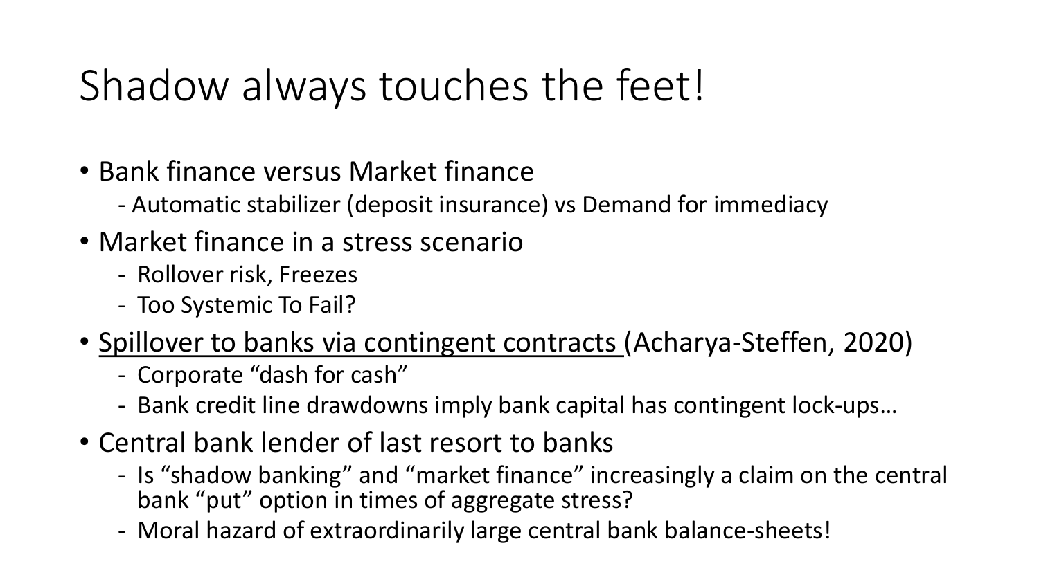# Shadow always touches the feet!

- Bank finance versus Market finance
  - Automatic stabilizer (deposit insurance) vs Demand for immediacy
- Market finance in a stress scenario
  - Rollover risk, Freezes
  - Too Systemic To Fail?
- <u>Spillover to banks via contingent contracts</u> (Acharya-Steffen, 2020)
  - Corporate "dash for cash"
  - Bank credit line drawdowns imply bank capital has contingent lock-ups…
- Central bank lender of last resort to banks
  - Is "shadow banking" and "market finance" increasingly a claim on the central bank "put" option in times of aggregate stress?
  - Moral hazard of extraordinarily large central bank balance-sheets!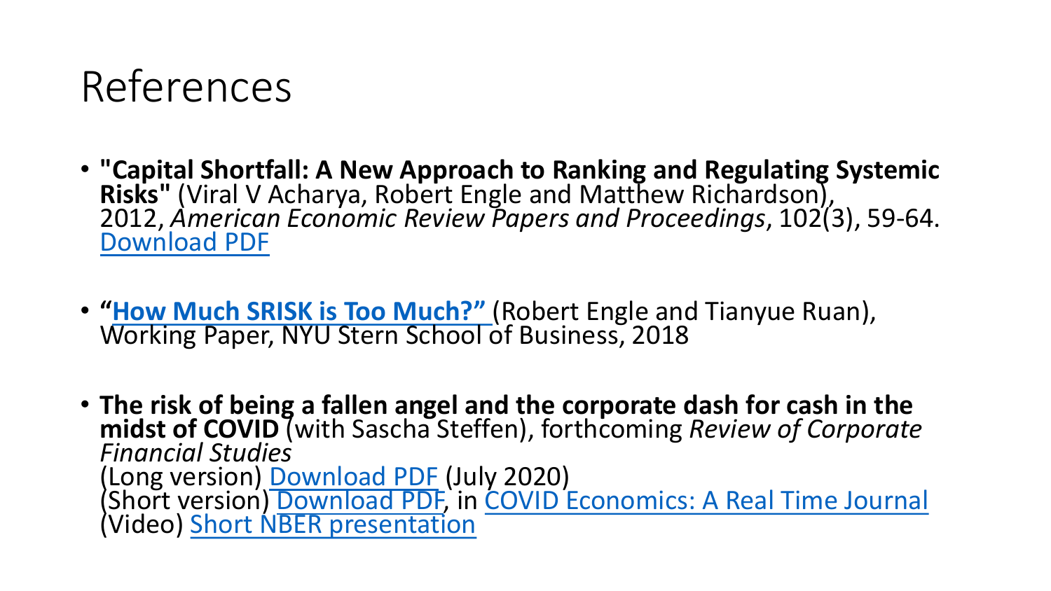# References

- **"Capital Shortfall: A New Approach to Ranking and Regulating Systemic Risks"** (Viral V Acharya, Robert Engle and Matthew Richardson), 2012, *American Economic Review Papers and Proceedings*, 102(3), 59-64. Download PDF

- **"How Much SRISK is Too Much?"** (Robert Engle and Tianyue Ruan), Working Paper, NYU Stern School of Business, 2018

- **The risk of being a fallen angel and the corporate dash for cash in the midst of COVID** (with Sascha Steffen), forthcoming *Review of Corporate Financial Studies*
  (Long version) Download PDF (July 2020)
  (Short version) Download PDF, in COVID Economics: A Real Time Journal
  (Video) Short NBER presentation